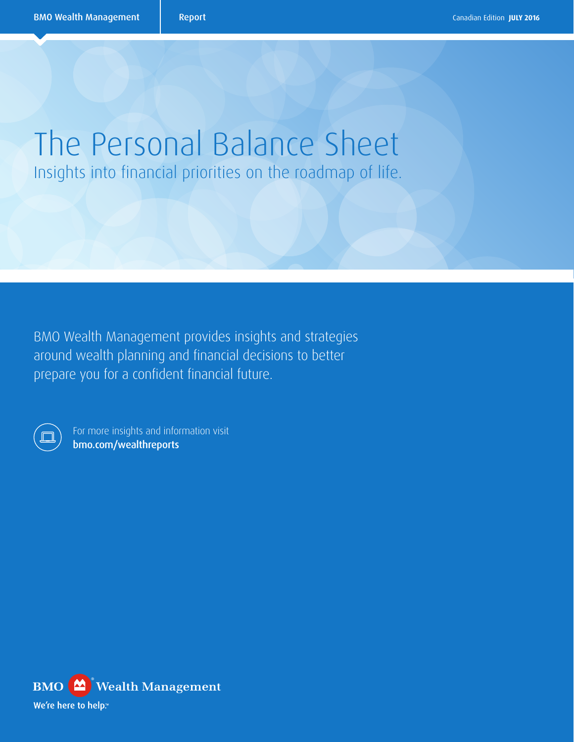BMO Wealth Management | Report | Canadian Edition **JULY 2016**

# The Personal Balance Sheet

## Insights into financial priorities on the roadmap of life.

BMO Wealth Management provides insights and strategies around wealth planning and financial decisions to better prepare you for a confident financial future.

For more insights and information visit
**bmo.com/wealthreports**

BMO Wealth Management

We're here to help.™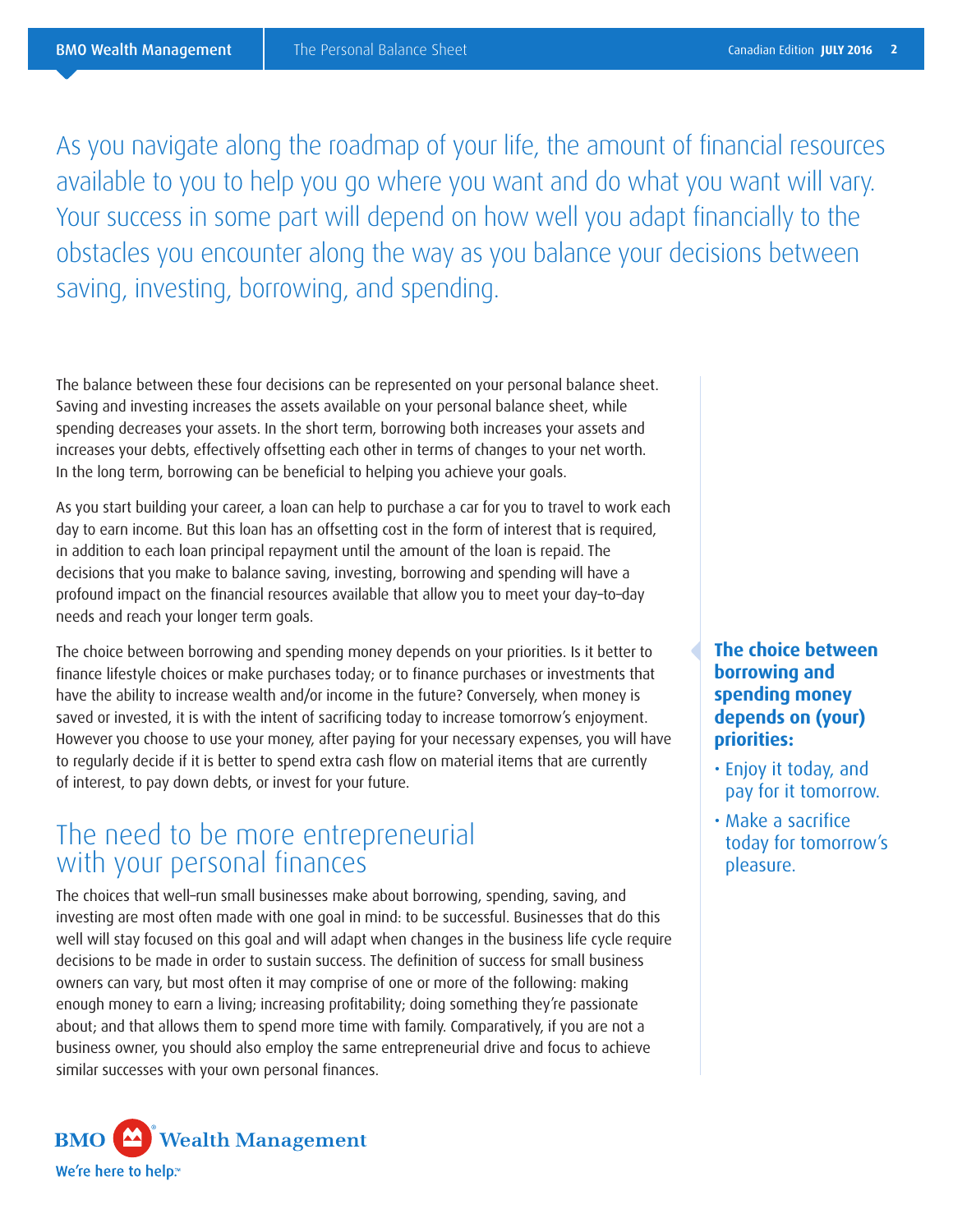As you navigate along the roadmap of your life, the amount of financial resources available to you to help you go where you want and do what you want will vary. Your success in some part will depend on how well you adapt financially to the obstacles you encounter along the way as you balance your decisions between saving, investing, borrowing, and spending.

The balance between these four decisions can be represented on your personal balance sheet. Saving and investing increases the assets available on your personal balance sheet, while spending decreases your assets. In the short term, borrowing both increases your assets and increases your debts, effectively offsetting each other in terms of changes to your net worth. In the long term, borrowing can be beneficial to helping you achieve your goals.

As you start building your career, a loan can help to purchase a car for you to travel to work each day to earn income. But this loan has an offsetting cost in the form of interest that is required, in addition to each loan principal repayment until the amount of the loan is repaid. The decisions that you make to balance saving, investing, borrowing and spending will have a profound impact on the financial resources available that allow you to meet your day–to–day needs and reach your longer term goals.

The choice between borrowing and spending money depends on your priorities. Is it better to finance lifestyle choices or make purchases today; or to finance purchases or investments that have the ability to increase wealth and/or income in the future? Conversely, when money is saved or invested, it is with the intent of sacrificing today to increase tomorrow's enjoyment. However you choose to use your money, after paying for your necessary expenses, you will have to regularly decide if it is better to spend extra cash flow on material items that are currently of interest, to pay down debts, or invest for your future.

**The choice between borrowing and spending money depends on (your) priorities:**

- Enjoy it today, and pay for it tomorrow.
- Make a sacrifice today for tomorrow's pleasure.

## The need to be more entrepreneurial with your personal finances

The choices that well–run small businesses make about borrowing, spending, saving, and investing are most often made with one goal in mind: to be successful. Businesses that do this well will stay focused on this goal and will adapt when changes in the business life cycle require decisions to be made in order to sustain success. The definition of success for small business owners can vary, but most often it may comprise of one or more of the following: making enough money to earn a living; increasing profitability; doing something they're passionate about; and that allows them to spend more time with family. Comparatively, if you are not a business owner, you should also employ the same entrepreneurial drive and focus to achieve similar successes with your own personal finances.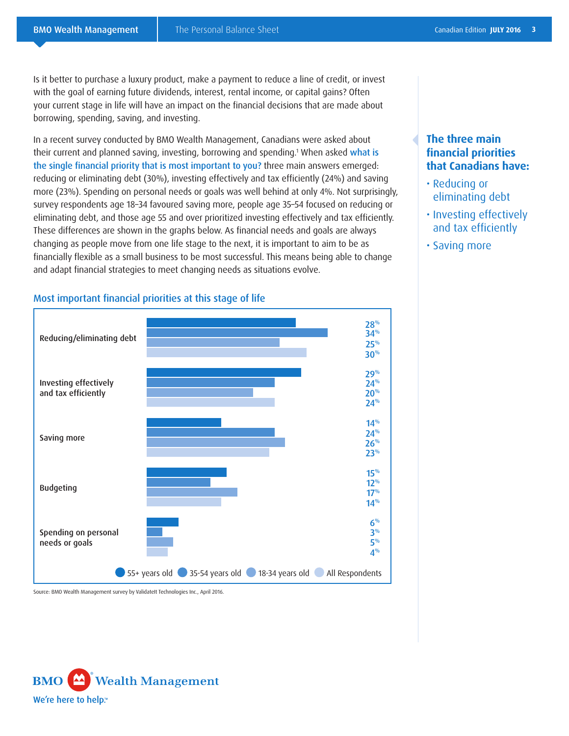Is it better to purchase a luxury product, make a payment to reduce a line of credit, or invest with the goal of earning future dividends, interest, rental income, or capital gains? Often your current stage in life will have an impact on the financial decisions that are made about borrowing, spending, saving, and investing.

In a recent survey conducted by BMO Wealth Management, Canadians were asked about their current and planned saving, investing, borrowing and spending.[1] When asked **what is the single financial priority that is most important to you?** three main answers emerged: reducing or eliminating debt (30%), investing effectively and tax efficiently (24%) and saving more (23%). Spending on personal needs or goals was well behind at only 4%. Not surprisingly, survey respondents age 18–34 favoured saving more, people age 35–54 focused on reducing or eliminating debt, and those age 55 and over prioritized investing effectively and tax efficiently. These differences are shown in the graphs below. As financial needs and goals are always changing as people move from one life stage to the next, it is important to aim to be as financially flexible as a small business to be most successful. This means being able to change and adapt financial strategies to meet changing needs as situations evolve.

### The three main financial priorities that Canadians have:

- Reducing or eliminating debt
- Investing effectively and tax efficiently
- Saving more

### Most important financial priorities at this stage of life

| Priority | 55+ years old | 35-54 years old | 18-34 years old | All Respondents |
|---|---|---|---|---|
| Reducing/eliminating debt | 28% | 34% | 25% | 30% |
| Investing effectively and tax efficiently | 29% | 24% | 20% | 24% |
| Saving more | 14% | 24% | 26% | 23% |
| Budgeting | 15% | 12% | 17% | 14% |
| Spending on personal needs or goals | 6% | 3% | 5% | 4% |

Source: BMO Wealth Management survey by ValidateIt Technologies Inc., April 2016.

BMO Wealth Management

We're here to help.™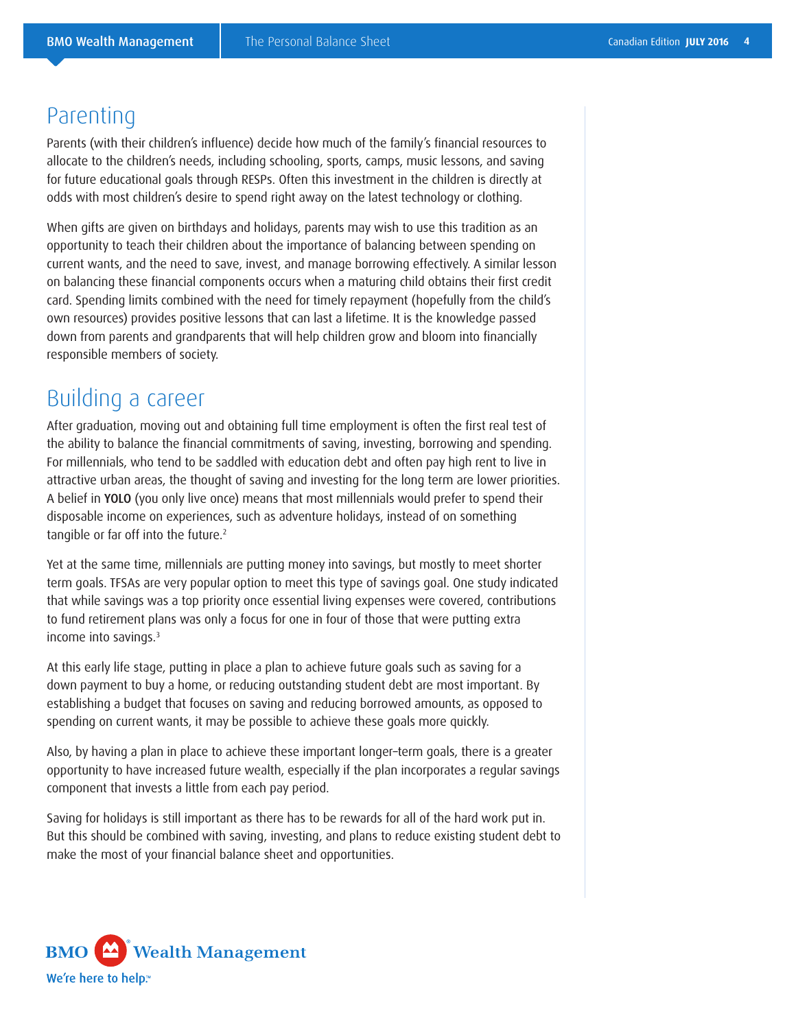## Parenting

Parents (with their children's influence) decide how much of the family's financial resources to allocate to the children's needs, including schooling, sports, camps, music lessons, and saving for future educational goals through RESPs. Often this investment in the children is directly at odds with most children's desire to spend right away on the latest technology or clothing.

When gifts are given on birthdays and holidays, parents may wish to use this tradition as an opportunity to teach their children about the importance of balancing between spending on current wants, and the need to save, invest, and manage borrowing effectively. A similar lesson on balancing these financial components occurs when a maturing child obtains their first credit card. Spending limits combined with the need for timely repayment (hopefully from the child's own resources) provides positive lessons that can last a lifetime. It is the knowledge passed down from parents and grandparents that will help children grow and bloom into financially responsible members of society.

## Building a career

After graduation, moving out and obtaining full time employment is often the first real test of the ability to balance the financial commitments of saving, investing, borrowing and spending. For millennials, who tend to be saddled with education debt and often pay high rent to live in attractive urban areas, the thought of saving and investing for the long term are lower priorities. A belief in **YOLO** (you only live once) means that most millennials would prefer to spend their disposable income on experiences, such as adventure holidays, instead of on something tangible or far off into the future.[2]

Yet at the same time, millennials are putting money into savings, but mostly to meet shorter term goals. TFSAs are very popular option to meet this type of savings goal. One study indicated that while savings was a top priority once essential living expenses were covered, contributions to fund retirement plans was only a focus for one in four of those that were putting extra income into savings.[3]

At this early life stage, putting in place a plan to achieve future goals such as saving for a down payment to buy a home, or reducing outstanding student debt are most important. By establishing a budget that focuses on saving and reducing borrowed amounts, as opposed to spending on current wants, it may be possible to achieve these goals more quickly.

Also, by having a plan in place to achieve these important longer-term goals, there is a greater opportunity to have increased future wealth, especially if the plan incorporates a regular savings component that invests a little from each pay period.

Saving for holidays is still important as there has to be rewards for all of the hard work put in. But this should be combined with saving, investing, and plans to reduce existing student debt to make the most of your financial balance sheet and opportunities.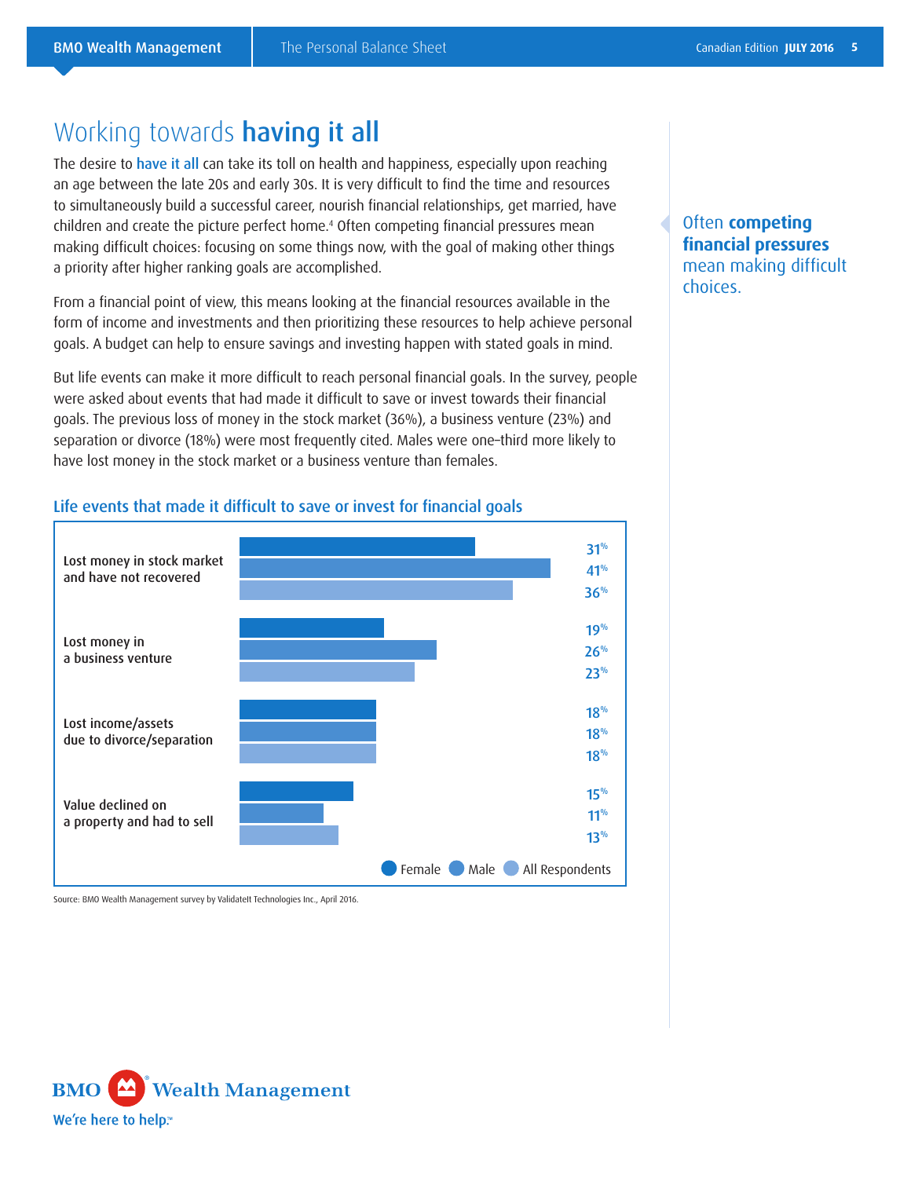# Working towards **having it all**

The desire to have it all can take its toll on health and happiness, especially upon reaching an age between the late 20s and early 30s. It is very difficult to find the time and resources to simultaneously build a successful career, nourish financial relationships, get married, have children and create the picture perfect home.[4] Often competing financial pressures mean making difficult choices: focusing on some things now, with the goal of making other things a priority after higher ranking goals are accomplished.

From a financial point of view, this means looking at the financial resources available in the form of income and investments and then prioritizing these resources to help achieve personal goals. A budget can help to ensure savings and investing happen with stated goals in mind.

But life events can make it more difficult to reach personal financial goals. In the survey, people were asked about events that had made it difficult to save or invest towards their financial goals. The previous loss of money in the stock market (36%), a business venture (23%) and separation or divorce (18%) were most frequently cited. Males were one-third more likely to have lost money in the stock market or a business venture than females.

> Often **competing financial pressures** mean making difficult choices.

### Life events that made it difficult to save or invest for financial goals

| Life event | Female | Male | All Respondents |
|---|---|---|---|
| Lost money in stock market and have not recovered | 31% | 41% | 36% |
| Lost money in a business venture | 19% | 26% | 23% |
| Lost income/assets due to divorce/separation | 18% | 18% | 18% |
| Value declined on a property and had to sell | 15% | 11% | 13% |

Source: BMO Wealth Management survey by ValidateIt Technologies Inc., April 2016.

BMO Wealth Management

We're here to help.™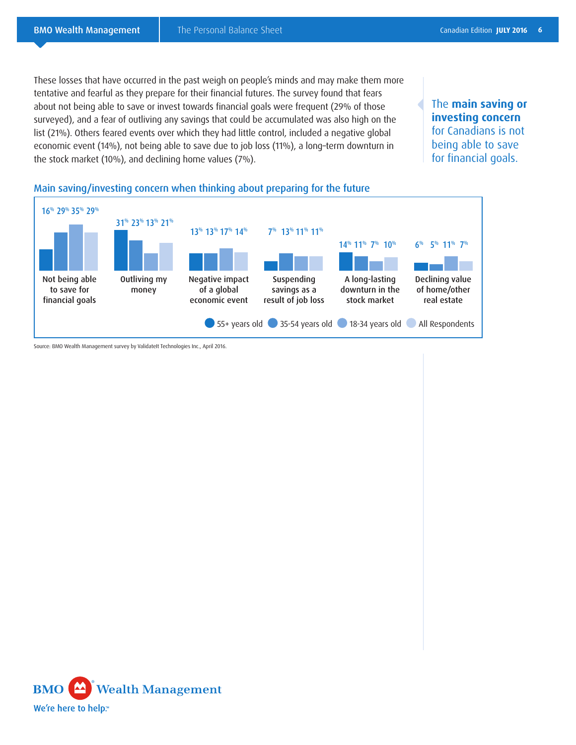These losses that have occurred in the past weigh on people's minds and may make them more tentative and fearful as they prepare for their financial futures. The survey found that fears about not being able to save or invest towards financial goals were frequent (29% of those surveyed), and a fear of outliving any savings that could be accumulated was also high on the list (21%). Others feared events over which they had little control, included a negative global economic event (14%), not being able to save due to job loss (11%), a long-term downturn in the stock market (10%), and declining home values (7%).

The **main saving or investing concern** for Canadians is not being able to save for financial goals.

### Main saving/investing concern when thinking about preparing for the future

| Concern | 55+ years old | 35-54 years old | 18-34 years old | All Respondents |
|---|---|---|---|---|
| Not being able to save for financial goals | 16% | 29% | 35% | 29% |
| Outliving my money | 31% | 23% | 13% | 21% |
| Negative impact of a global economic event | 13% | 13% | 17% | 14% |
| Suspending savings as a result of job loss | 7% | 13% | 11% | 11% |
| A long-lasting downturn in the stock market | 14% | 11% | 7% | 10% |
| Declining value of home/other real estate | 6% | 5% | 11% | 7% |

Source: BMO Wealth Management survey by ValidateIt Technologies Inc., April 2016.

BMO Wealth Management

We're here to help.™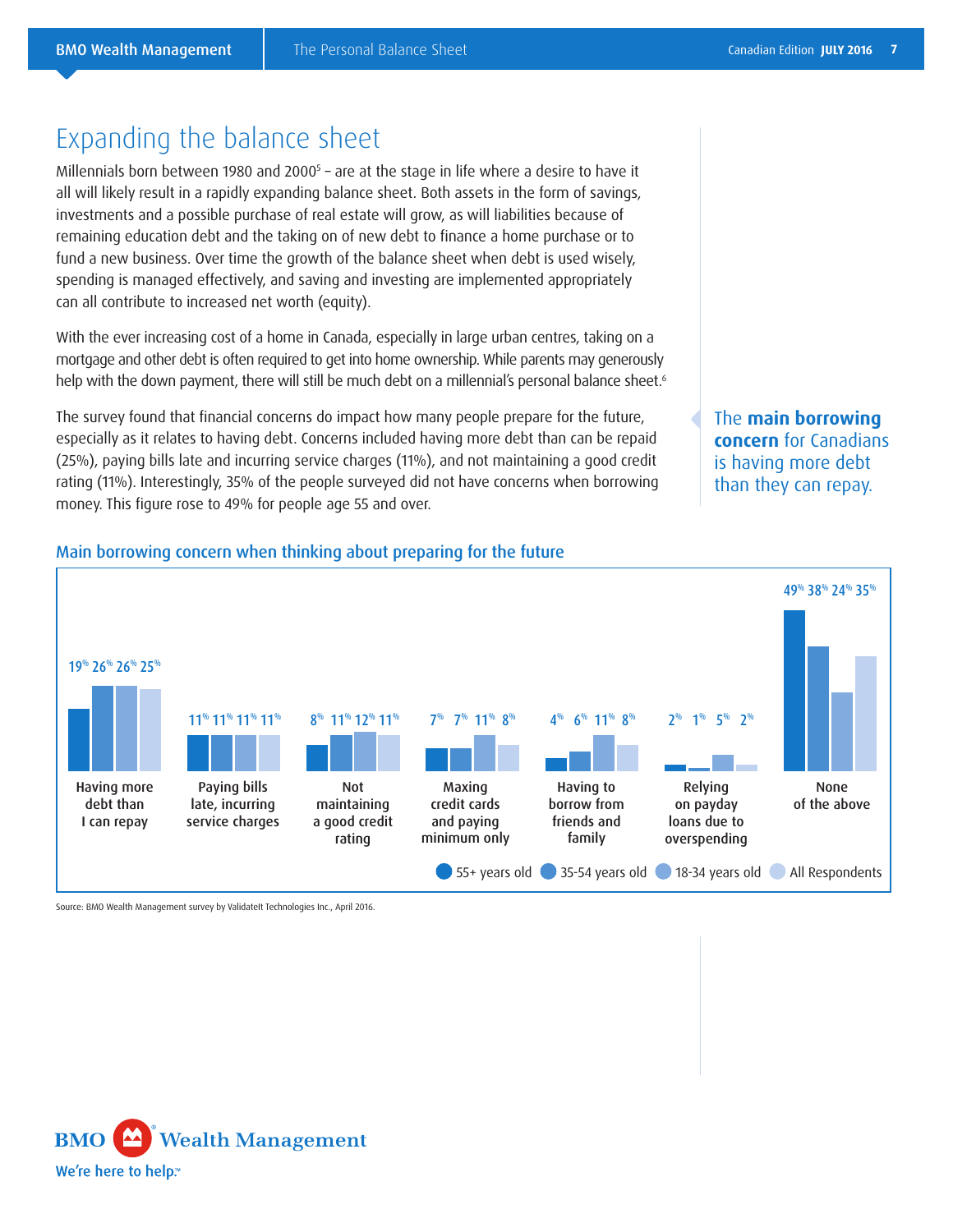# Expanding the balance sheet

Millennials born between 1980 and 2000[5] – are at the stage in life where a desire to have it all will likely result in a rapidly expanding balance sheet. Both assets in the form of savings, investments and a possible purchase of real estate will grow, as will liabilities because of remaining education debt and the taking on of new debt to finance a home purchase or to fund a new business. Over time the growth of the balance sheet when debt is used wisely, spending is managed effectively, and saving and investing are implemented appropriately can all contribute to increased net worth (equity).

With the ever increasing cost of a home in Canada, especially in large urban centres, taking on a mortgage and other debt is often required to get into home ownership. While parents may generously help with the down payment, there will still be much debt on a millennial's personal balance sheet.[6]

The survey found that financial concerns do impact how many people prepare for the future, especially as it relates to having debt. Concerns included having more debt than can be repaid (25%), paying bills late and incurring service charges (11%), and not maintaining a good credit rating (11%). Interestingly, 35% of the people surveyed did not have concerns when borrowing money. This figure rose to 49% for people age 55 and over.

The **main borrowing concern** for Canadians is having more debt than they can repay.

### Main borrowing concern when thinking about preparing for the future

| | 55+ years old | 35-54 years old | 18-34 years old | All Respondents |
|---|---|---|---|---|
| Having more debt than I can repay | 19% | 26% | 26% | 25% |
| Paying bills late, incurring service charges | 11% | 11% | 11% | 11% |
| Not maintaining a good credit rating | 8% | 11% | 12% | 11% |
| Maxing credit cards and paying minimum only | 7% | 7% | 11% | 8% |
| Having to borrow from friends and family | 4% | 6% | 11% | 8% |
| Relying on payday loans due to overspending | 2% | 1% | 5% | 2% |
| None of the above | 49% | 38% | 24% | 35% |

Source: BMO Wealth Management survey by ValidateIt Technologies Inc., April 2016.

BMO Wealth Management

We're here to help.™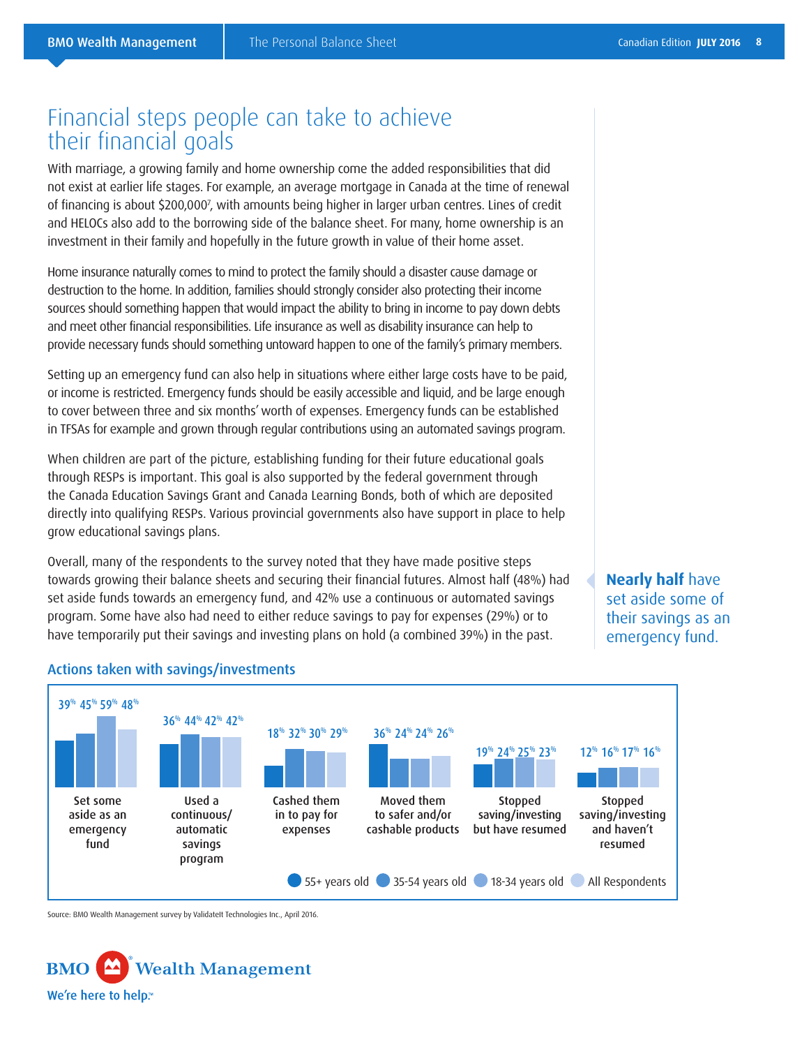# Financial steps people can take to achieve their financial goals

With marriage, a growing family and home ownership come the added responsibilities that did not exist at earlier life stages. For example, an average mortgage in Canada at the time of renewal of financing is about $200,000[7], with amounts being higher in larger urban centres. Lines of credit and HELOCs also add to the borrowing side of the balance sheet. For many, home ownership is an investment in their family and hopefully in the future growth in value of their home asset.

Home insurance naturally comes to mind to protect the family should a disaster cause damage or destruction to the home. In addition, families should strongly consider also protecting their income sources should something happen that would impact the ability to bring in income to pay down debts and meet other financial responsibilities. Life insurance as well as disability insurance can help to provide necessary funds should something untoward happen to one of the family's primary members.

Setting up an emergency fund can also help in situations where either large costs have to be paid, or income is restricted. Emergency funds should be easily accessible and liquid, and be large enough to cover between three and six months' worth of expenses. Emergency funds can be established in TFSAs for example and grown through regular contributions using an automated savings program.

When children are part of the picture, establishing funding for their future educational goals through RESPs is important. This goal is also supported by the federal government through the Canada Education Savings Grant and Canada Learning Bonds, both of which are deposited directly into qualifying RESPs. Various provincial governments also have support in place to help grow educational savings plans.

Overall, many of the respondents to the survey noted that they have made positive steps towards growing their balance sheets and securing their financial futures. Almost half (48%) had set aside funds towards an emergency fund, and 42% use a continuous or automated savings program. Some have also had need to either reduce savings to pay for expenses (29%) or to have temporarily put their savings and investing plans on hold (a combined 39%) in the past.

**Nearly half** have set aside some of their savings as an emergency fund.

### Actions taken with savings/investments

| Action | 55+ years old | 35-54 years old | 18-34 years old | All Respondents |
|---|---|---|---|---|
| Set some aside as an emergency fund | 39% | 45% | 59% | 48% |
| Used a continuous/automatic savings program | 36% | 44% | 42% | 42% |
| Cashed them in to pay for expenses | 18% | 32% | 30% | 29% |
| Moved them to safer and/or cashable products | 36% | 24% | 24% | 26% |
| Stopped saving/investing but have resumed | 19% | 24% | 25% | 23% |
| Stopped saving/investing and haven't resumed | 12% | 16% | 17% | 16% |

Source: BMO Wealth Management survey by ValidateIt Technologies Inc., April 2016.

BMO Wealth Management

We're here to help.™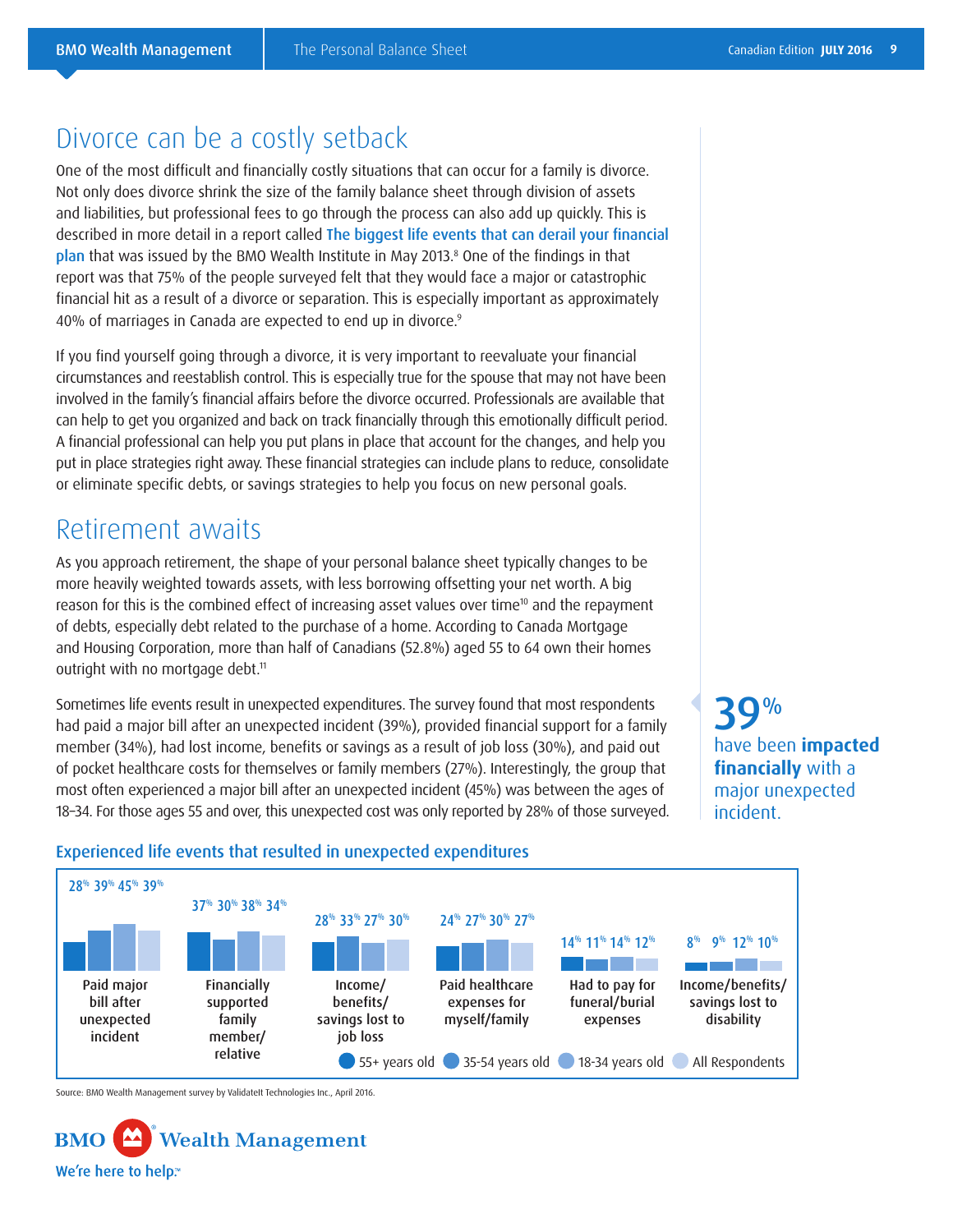## Divorce can be a costly setback

One of the most difficult and financially costly situations that can occur for a family is divorce. Not only does divorce shrink the size of the family balance sheet through division of assets and liabilities, but professional fees to go through the process can also add up quickly. This is described in more detail in a report called **The biggest life events that can derail your financial plan** that was issued by the BMO Wealth Institute in May 2013.[8] One of the findings in that report was that 75% of the people surveyed felt that they would face a major or catastrophic financial hit as a result of a divorce or separation. This is especially important as approximately 40% of marriages in Canada are expected to end up in divorce.[9]

If you find yourself going through a divorce, it is very important to reevaluate your financial circumstances and reestablish control. This is especially true for the spouse that may not have been involved in the family's financial affairs before the divorce occurred. Professionals are available that can help to get you organized and back on track financially through this emotionally difficult period. A financial professional can help you put plans in place that account for the changes, and help you put in place strategies right away. These financial strategies can include plans to reduce, consolidate or eliminate specific debts, or savings strategies to help you focus on new personal goals.

## Retirement awaits

As you approach retirement, the shape of your personal balance sheet typically changes to be more heavily weighted towards assets, with less borrowing offsetting your net worth. A big reason for this is the combined effect of increasing asset values over time[10] and the repayment of debts, especially debt related to the purchase of a home. According to Canada Mortgage and Housing Corporation, more than half of Canadians (52.8%) aged 55 to 64 own their homes outright with no mortgage debt.[11]

Sometimes life events result in unexpected expenditures. The survey found that most respondents had paid a major bill after an unexpected incident (39%), provided financial support for a family member (34%), had lost income, benefits or savings as a result of job loss (30%), and paid out of pocket healthcare costs for themselves or family members (27%). Interestingly, the group that most often experienced a major bill after an unexpected incident (45%) was between the ages of 18–34. For those ages 55 and over, this unexpected cost was only reported by 28% of those surveyed.

**39%** have been **impacted financially** with a major unexpected incident.

### Experienced life events that resulted in unexpected expenditures

| | 55+ years old | 35-54 years old | 18-34 years old | All Respondents |
|---|---|---|---|---|
| Paid major bill after unexpected incident | 28% | 39% | 45% | 39% |
| Financially supported family member/relative | 37% | 30% | 38% | 34% |
| Income/benefits/savings lost to job loss | 28% | 33% | 27% | 30% |
| Paid healthcare expenses for myself/family | 24% | 27% | 30% | 27% |
| Had to pay for funeral/burial expenses | 14% | 11% | 14% | 12% |
| Income/benefits/savings lost to disability | 8% | 9% | 12% | 10% |

Source: BMO Wealth Management survey by ValidateIt Technologies Inc., April 2016.

BMO Wealth Management
We're here to help.™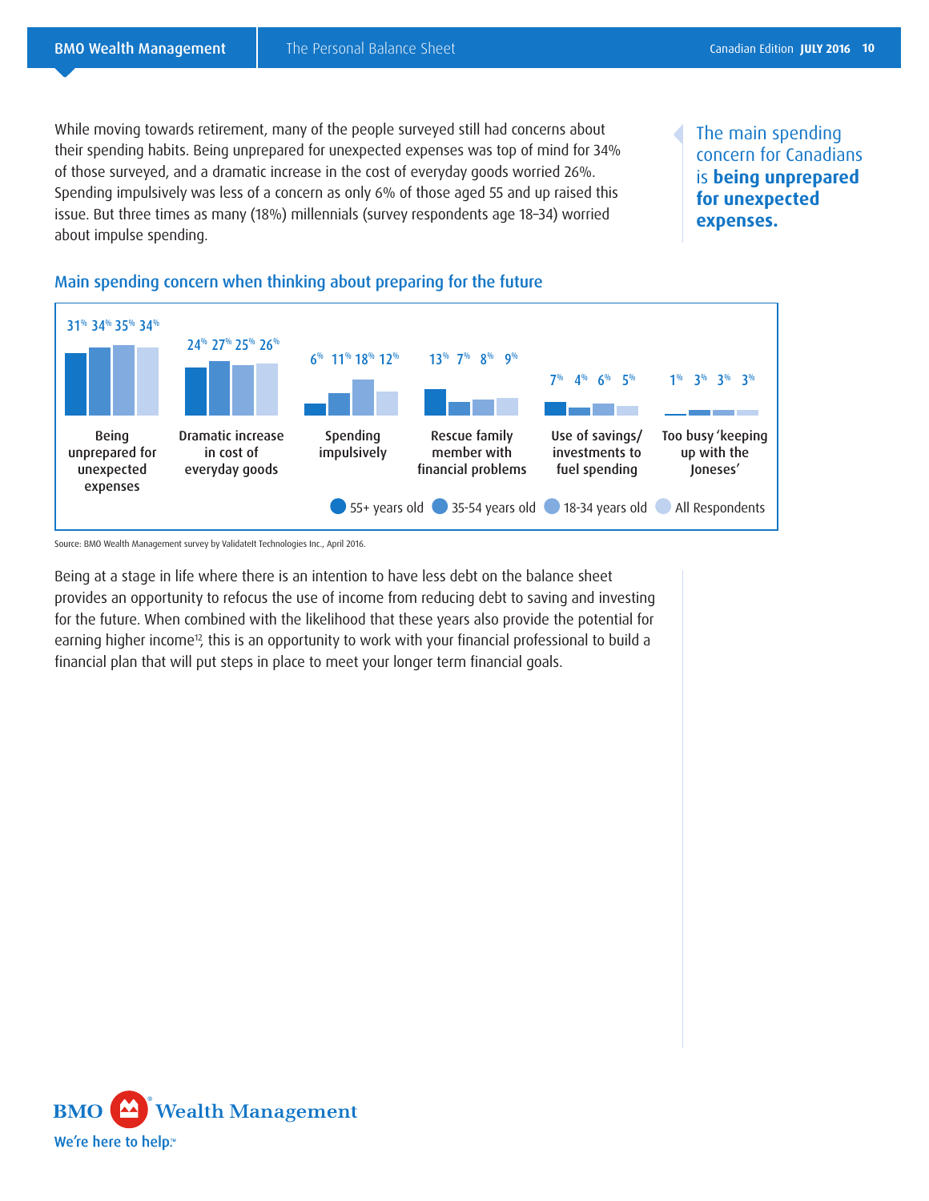While moving towards retirement, many of the people surveyed still had concerns about their spending habits. Being unprepared for unexpected expenses was top of mind for 34% of those surveyed, and a dramatic increase in the cost of everyday goods worried 26%. Spending impulsively was less of a concern as only 6% of those aged 55 and up raised this issue. But three times as many (18%) millennials (survey respondents age 18–34) worried about impulse spending.

> The main spending concern for Canadians is **being unprepared for unexpected expenses.**

### Main spending concern when thinking about preparing for the future

| | 55+ years old | 35-54 years old | 18-34 years old | All Respondents |
|---|---|---|---|---|
| Being unprepared for unexpected expenses | 31% | 34% | 35% | 34% |
| Dramatic increase in cost of everyday goods | 24% | 27% | 25% | 26% |
| Spending impulsively | 6% | 11% | 18% | 12% |
| Rescue family member with financial problems | 13% | 7% | 8% | 9% |
| Use of savings/ investments to fuel spending | 7% | 4% | 6% | 5% |
| Too busy 'keeping up with the Joneses' | 1% | 3% | 3% | 3% |

Source: BMO Wealth Management survey by ValidateIt Technologies Inc., April 2016.

Being at a stage in life where there is an intention to have less debt on the balance sheet provides an opportunity to refocus the use of income from reducing debt to saving and investing for the future. When combined with the likelihood that these years also provide the potential for earning higher income[12], this is an opportunity to work with your financial professional to build a financial plan that will put steps in place to meet your longer term financial goals.

BMO Wealth Management

We're here to help.™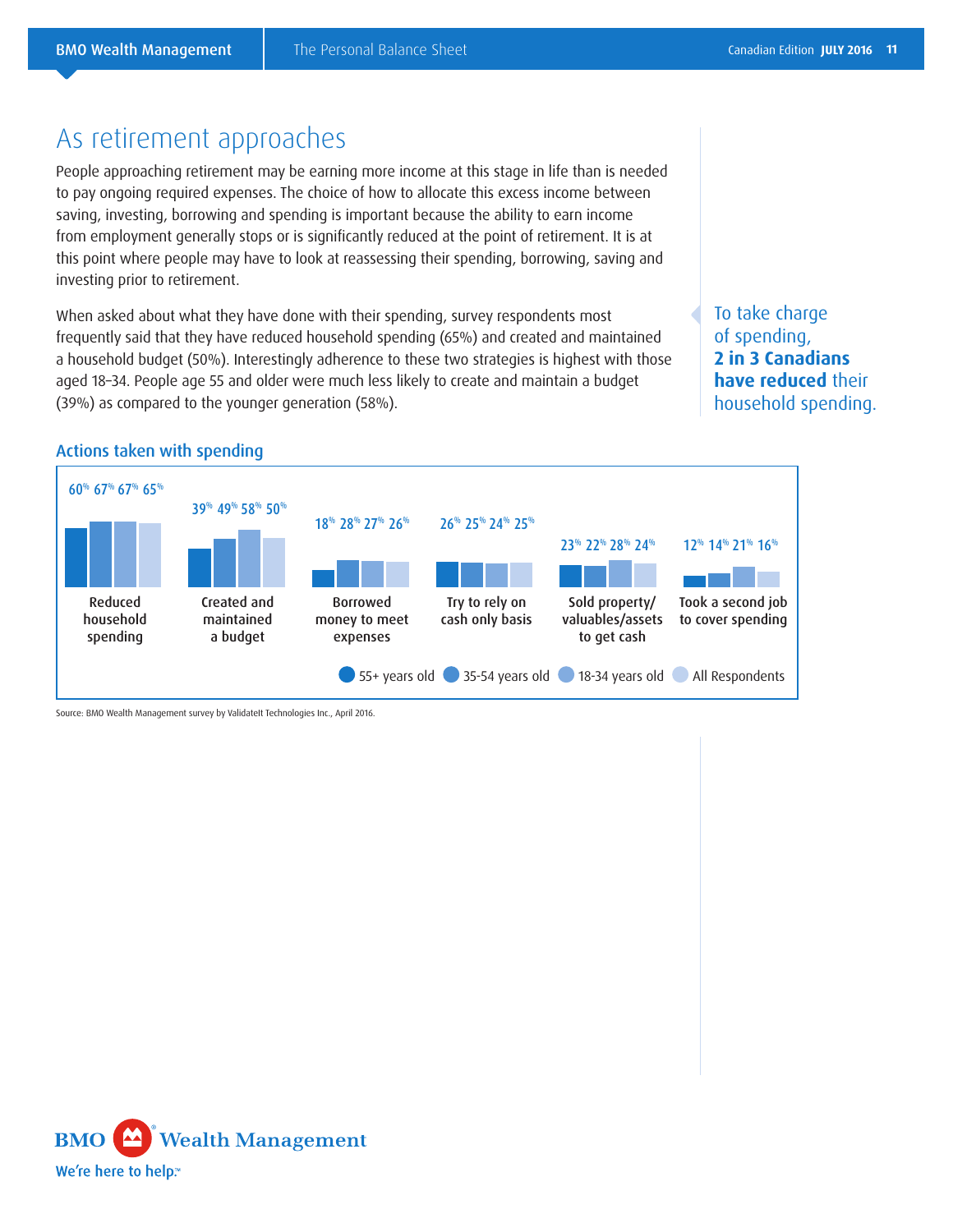# As retirement approaches

People approaching retirement may be earning more income at this stage in life than is needed to pay ongoing required expenses. The choice of how to allocate this excess income between saving, investing, borrowing and spending is important because the ability to earn income from employment generally stops or is significantly reduced at the point of retirement. It is at this point where people may have to look at reassessing their spending, borrowing, saving and investing prior to retirement.

When asked about what they have done with their spending, survey respondents most frequently said that they have reduced household spending (65%) and created and maintained a household budget (50%). Interestingly adherence to these two strategies is highest with those aged 18–34. People age 55 and older were much less likely to create and maintain a budget (39%) as compared to the younger generation (58%).

To take charge of spending, **2 in 3 Canadians have reduced** their household spending.

## Actions taken with spending

| Action | 55+ years old | 35-54 years old | 18-34 years old | All Respondents |
|---|---|---|---|---|
| Reduced household spending | 60% | 67% | 67% | 65% |
| Created and maintained a budget | 39% | 49% | 58% | 50% |
| Borrowed money to meet expenses | 18% | 28% | 27% | 26% |
| Try to rely on cash only basis | 26% | 25% | 24% | 25% |
| Sold property/ valuables/assets to get cash | 23% | 22% | 28% | 24% |
| Took a second job to cover spending | 12% | 14% | 21% | 16% |

Source: BMO Wealth Management survey by ValidateIt Technologies Inc., April 2016.

BMO Wealth Management

We're here to help.™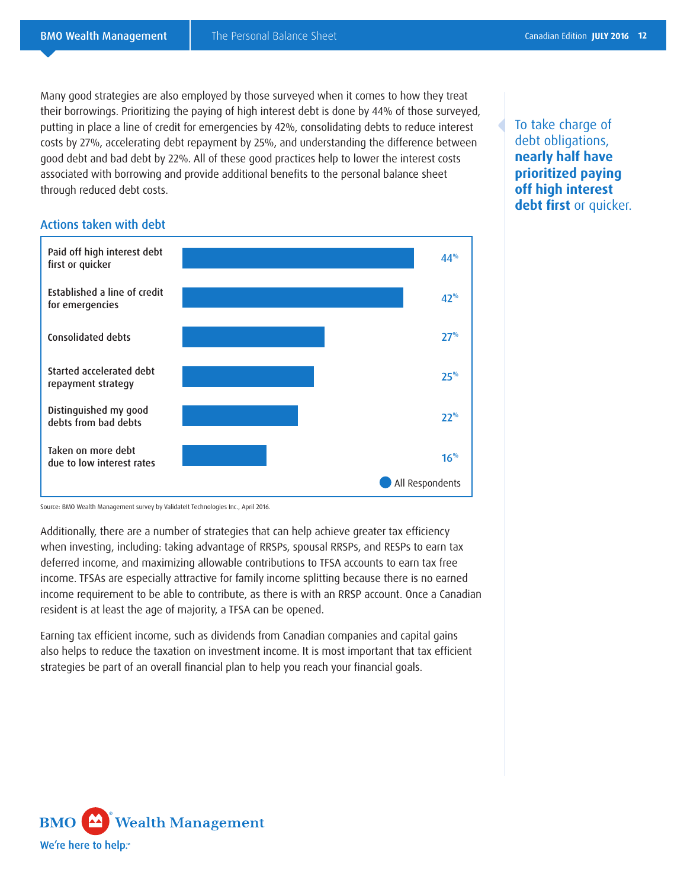Many good strategies are also employed by those surveyed when it comes to how they treat their borrowings. Prioritizing the paying of high interest debt is done by 44% of those surveyed, putting in place a line of credit for emergencies by 42%, consolidating debts to reduce interest costs by 27%, accelerating debt repayment by 25%, and understanding the difference between good debt and bad debt by 22%. All of these good practices help to lower the interest costs associated with borrowing and provide additional benefits to the personal balance sheet through reduced debt costs.

To take charge of debt obligations, **nearly half have prioritized paying off high interest debt first** or quicker.

### Actions taken with debt

| Action | All Respondents |
|---|---|
| Paid off high interest debt first or quicker | 44% |
| Established a line of credit for emergencies | 42% |
| Consolidated debts | 27% |
| Started accelerated debt repayment strategy | 25% |
| Distinguished my good debts from bad debts | 22% |
| Taken on more debt due to low interest rates | 16% |

Source: BMO Wealth Management survey by ValidateIt Technologies Inc., April 2016.

Additionally, there are a number of strategies that can help achieve greater tax efficiency when investing, including: taking advantage of RRSPs, spousal RRSPs, and RESPs to earn tax deferred income, and maximizing allowable contributions to TFSA accounts to earn tax free income. TFSAs are especially attractive for family income splitting because there is no earned income requirement to be able to contribute, as there is with an RRSP account. Once a Canadian resident is at least the age of majority, a TFSA can be opened.

Earning tax efficient income, such as dividends from Canadian companies and capital gains also helps to reduce the taxation on investment income. It is most important that tax efficient strategies be part of an overall financial plan to help you reach your financial goals.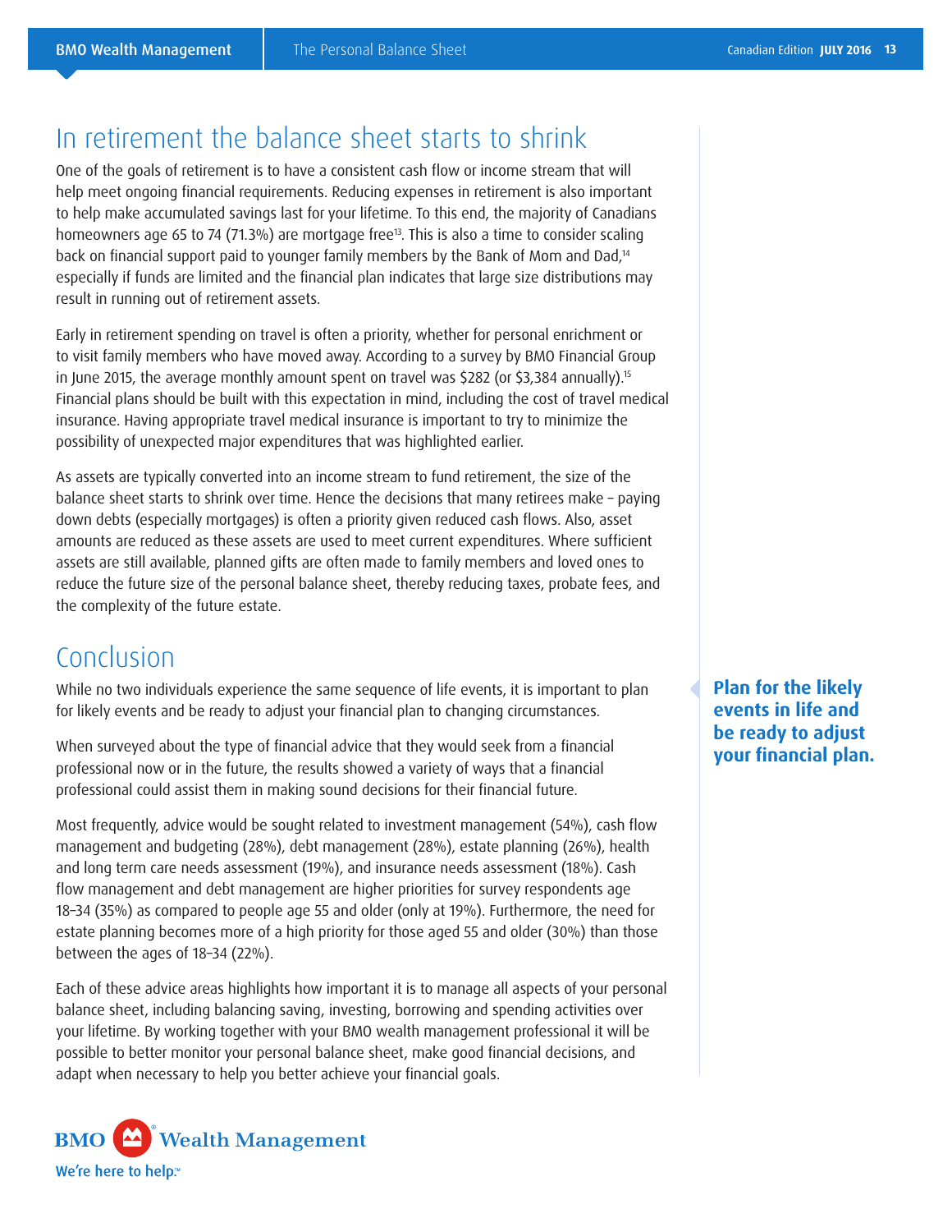## In retirement the balance sheet starts to shrink

One of the goals of retirement is to have a consistent cash flow or income stream that will help meet ongoing financial requirements. Reducing expenses in retirement is also important to help make accumulated savings last for your lifetime. To this end, the majority of Canadians homeowners age 65 to 74 (71.3%) are mortgage free[13]. This is also a time to consider scaling back on financial support paid to younger family members by the Bank of Mom and Dad,[14] especially if funds are limited and the financial plan indicates that large size distributions may result in running out of retirement assets.

Early in retirement spending on travel is often a priority, whether for personal enrichment or to visit family members who have moved away. According to a survey by BMO Financial Group in June 2015, the average monthly amount spent on travel was $282 (or $3,384 annually).[15] Financial plans should be built with this expectation in mind, including the cost of travel medical insurance. Having appropriate travel medical insurance is important to try to minimize the possibility of unexpected major expenditures that was highlighted earlier.

As assets are typically converted into an income stream to fund retirement, the size of the balance sheet starts to shrink over time. Hence the decisions that many retirees make – paying down debts (especially mortgages) is often a priority given reduced cash flows. Also, asset amounts are reduced as these assets are used to meet current expenditures. Where sufficient assets are still available, planned gifts are often made to family members and loved ones to reduce the future size of the personal balance sheet, thereby reducing taxes, probate fees, and the complexity of the future estate.

## Conclusion

While no two individuals experience the same sequence of life events, it is important to plan for likely events and be ready to adjust your financial plan to changing circumstances.

**Plan for the likely events in life and be ready to adjust your financial plan.**

When surveyed about the type of financial advice that they would seek from a financial professional now or in the future, the results showed a variety of ways that a financial professional could assist them in making sound decisions for their financial future.

Most frequently, advice would be sought related to investment management (54%), cash flow management and budgeting (28%), debt management (28%), estate planning (26%), health and long term care needs assessment (19%), and insurance needs assessment (18%). Cash flow management and debt management are higher priorities for survey respondents age 18–34 (35%) as compared to people age 55 and older (only at 19%). Furthermore, the need for estate planning becomes more of a high priority for those aged 55 and older (30%) than those between the ages of 18–34 (22%).

Each of these advice areas highlights how important it is to manage all aspects of your personal balance sheet, including balancing saving, investing, borrowing and spending activities over your lifetime. By working together with your BMO wealth management professional it will be possible to better monitor your personal balance sheet, make good financial decisions, and adapt when necessary to help you better achieve your financial goals.

BMO Wealth Management

We're here to help.™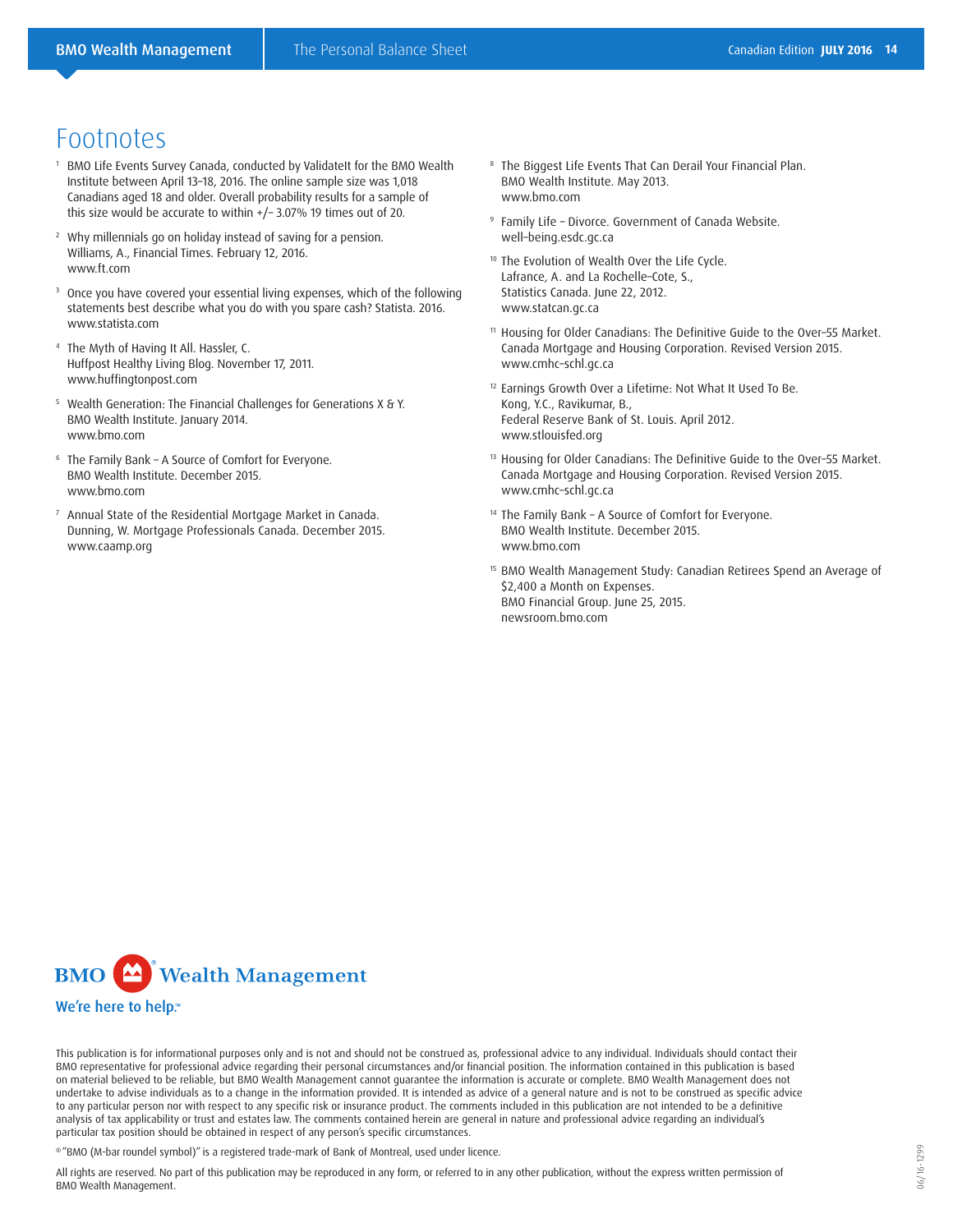# Footnotes

[1] BMO Life Events Survey Canada, conducted by ValidateIt for the BMO Wealth Institute between April 13–18, 2016. The online sample size was 1,018 Canadians aged 18 and older. Overall probability results for a sample of this size would be accurate to within +/– 3.07% 19 times out of 20.

[2] Why millennials go on holiday instead of saving for a pension. Williams, A., Financial Times. February 12, 2016. www.ft.com

[3] Once you have covered your essential living expenses, which of the following statements best describe what you do with you spare cash? Statista. 2016. www.statista.com

[4] The Myth of Having It All. Hassler, C. Huffpost Healthy Living Blog. November 17, 2011. www.huffingtonpost.com

[5] Wealth Generation: The Financial Challenges for Generations X & Y. BMO Wealth Institute. January 2014. www.bmo.com

[6] The Family Bank – A Source of Comfort for Everyone. BMO Wealth Institute. December 2015. www.bmo.com

[7] Annual State of the Residential Mortgage Market in Canada. Dunning, W. Mortgage Professionals Canada. December 2015. www.caamp.org

[8] The Biggest Life Events That Can Derail Your Financial Plan. BMO Wealth Institute. May 2013. www.bmo.com

[9] Family Life – Divorce. Government of Canada Website. well-being.esdc.gc.ca

[10] The Evolution of Wealth Over the Life Cycle. Lafrance, A. and La Rochelle-Cote, S., Statistics Canada. June 22, 2012. www.statcan.gc.ca

[11] Housing for Older Canadians: The Definitive Guide to the Over-55 Market. Canada Mortgage and Housing Corporation. Revised Version 2015. www.cmhc-schl.gc.ca

[12] Earnings Growth Over a Lifetime: Not What It Used To Be. Kong, Y.C., Ravikumar, B., Federal Reserve Bank of St. Louis. April 2012. www.stlouisfed.org

[13] Housing for Older Canadians: The Definitive Guide to the Over-55 Market. Canada Mortgage and Housing Corporation. Revised Version 2015. www.cmhc-schl.gc.ca

[14] The Family Bank – A Source of Comfort for Everyone. BMO Wealth Institute. December 2015. www.bmo.com

[15] BMO Wealth Management Study: Canadian Retirees Spend an Average of $2,400 a Month on Expenses. BMO Financial Group. June 25, 2015. newsroom.bmo.com

BMO Wealth Management

We're here to help.™

This publication is for informational purposes only and is not and should not be construed as, professional advice to any individual. Individuals should contact their BMO representative for professional advice regarding their personal circumstances and/or financial position. The information contained in this publication is based on material believed to be reliable, but BMO Wealth Management cannot guarantee the information is accurate or complete. BMO Wealth Management does not undertake to advise individuals as to a change in the information provided. It is intended as advice of a general nature and is not to be construed as specific advice to any particular person nor with respect to any specific risk or insurance product. The comments included in this publication are not intended to be a definitive analysis of tax applicability or trust and estates law. The comments contained herein are general in nature and professional advice regarding an individual's particular tax position should be obtained in respect of any person's specific circumstances.

® "BMO (M-bar roundel symbol)" is a registered trade-mark of Bank of Montreal, used under licence.

All rights are reserved. No part of this publication may be reproduced in any form, or referred to in any other publication, without the express written permission of BMO Wealth Management.

06/16-1299